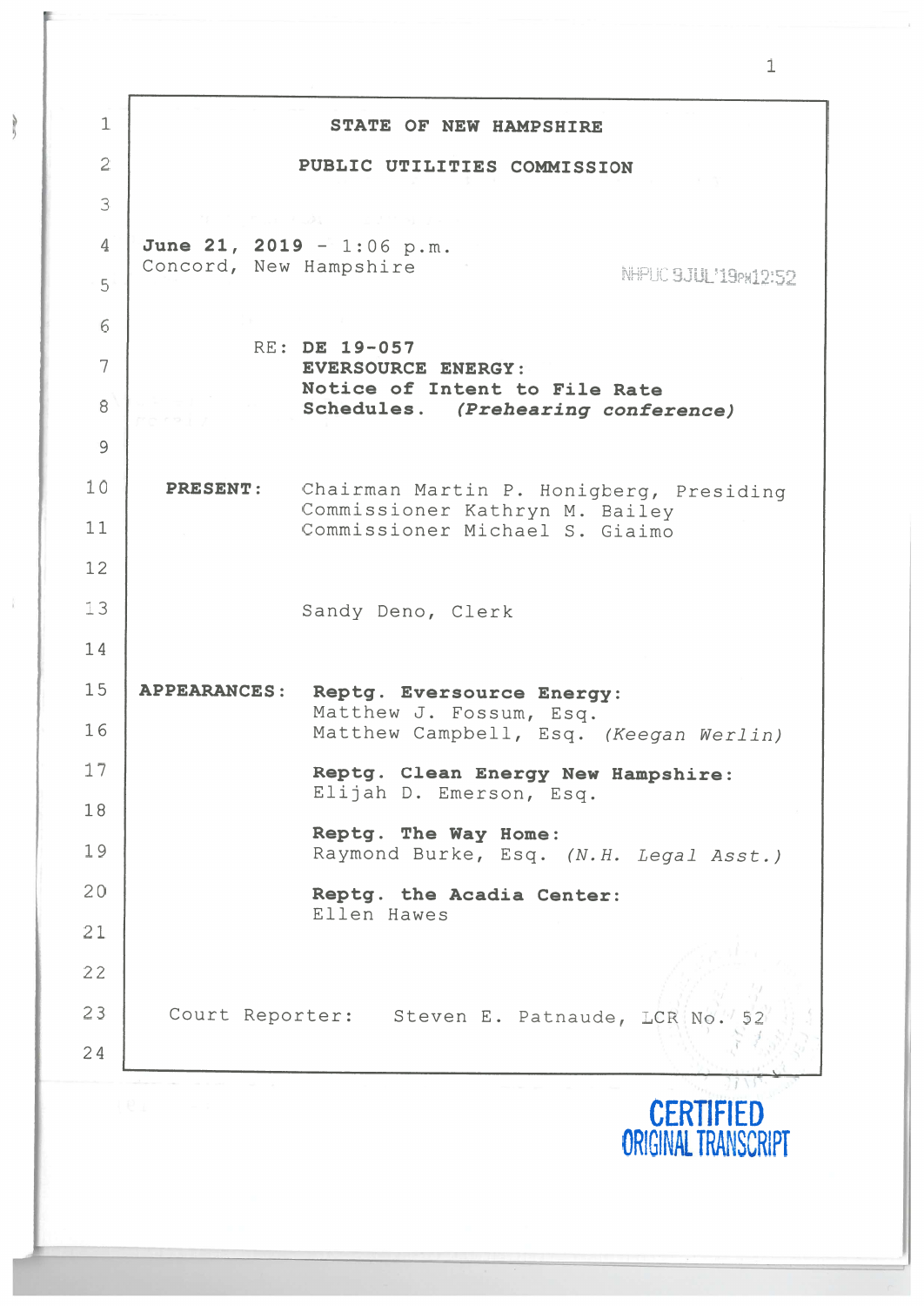**STATE OF NEW HAMPSHIRE**

**PUBLIC UTILITIES COMMISSION**

**June 21, 2019** - 1:06 p.m.
Concord, New Hampshire

NHPUC 9JUL'19PM12:52

RE: **DE 19-057**
**EVERSOURCE ENERGY:**
**Notice of Intent to File Rate Schedules.** ***(Prehearing conference)***

**PRESENT:** Chairman Martin P. Honigberg, Presiding
Commissioner Kathryn M. Bailey
Commissioner Michael S. Giaimo

Sandy Deno, Clerk

**APPEARANCES:** **Reptg. Eversource Energy:**
Matthew J. Fossum, Esq.
Matthew Campbell, Esq. *(Keegan Werlin)*

**Reptg. Clean Energy New Hampshire:**
Elijah D. Emerson, Esq.

**Reptg. The Way Home:**
Raymond Burke, Esq. *(N.H. Legal Asst.)*

**Reptg. the Acadia Center:**
Ellen Hawes

Court Reporter: Steven E. Patnaude, LCR No. 52

CERTIFIED ORIGINAL TRANSCRIPT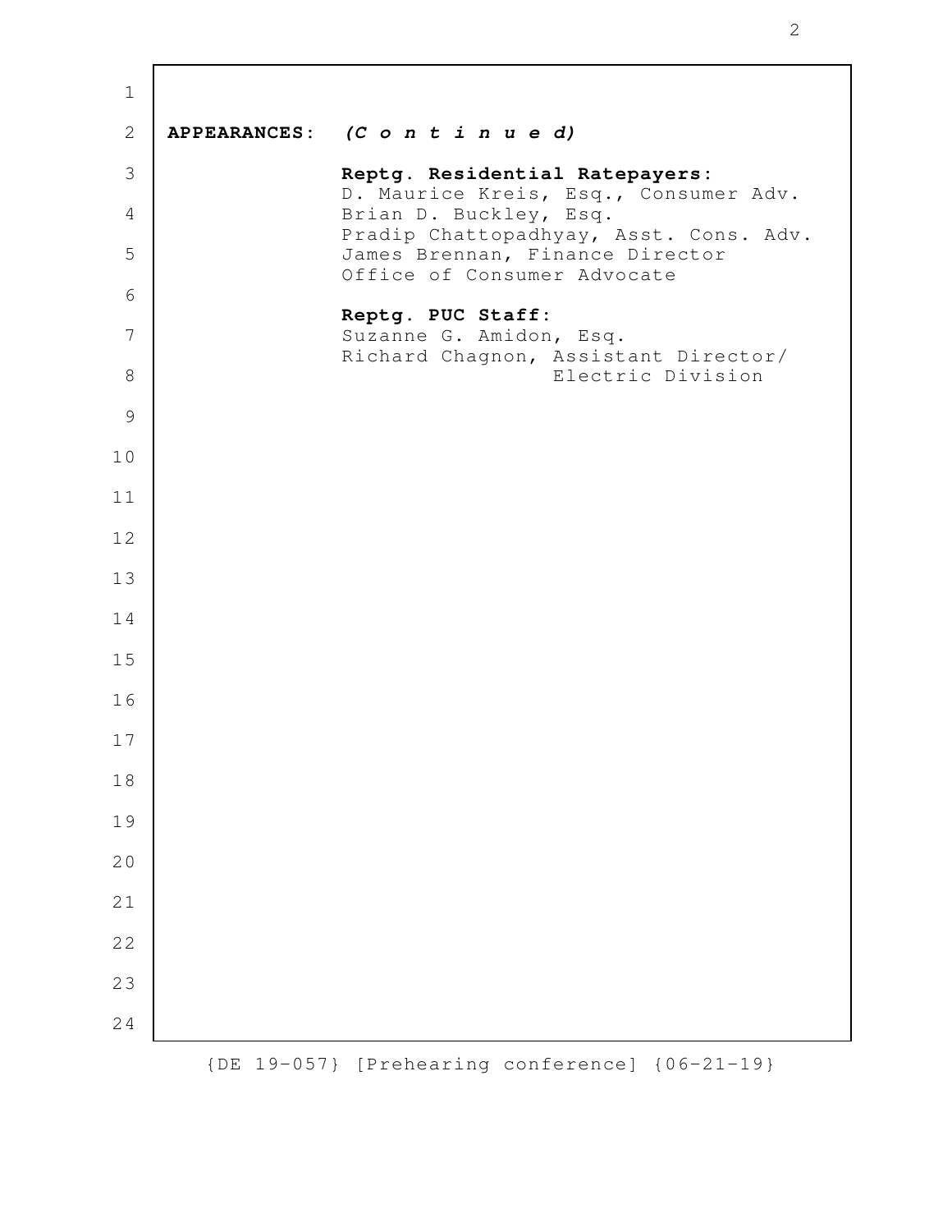**APPEARANCES:** ***(C o n t i n u e d)***

**Reptg. Residential Ratepayers:**
D. Maurice Kreis, Esq., Consumer Adv.
Brian D. Buckley, Esq.
Pradip Chattopadhyay, Asst. Cons. Adv.
James Brennan, Finance Director
Office of Consumer Advocate

**Reptg. PUC Staff:**
Suzanne G. Amidon, Esq.
Richard Chagnon, Assistant Director/
Electric Division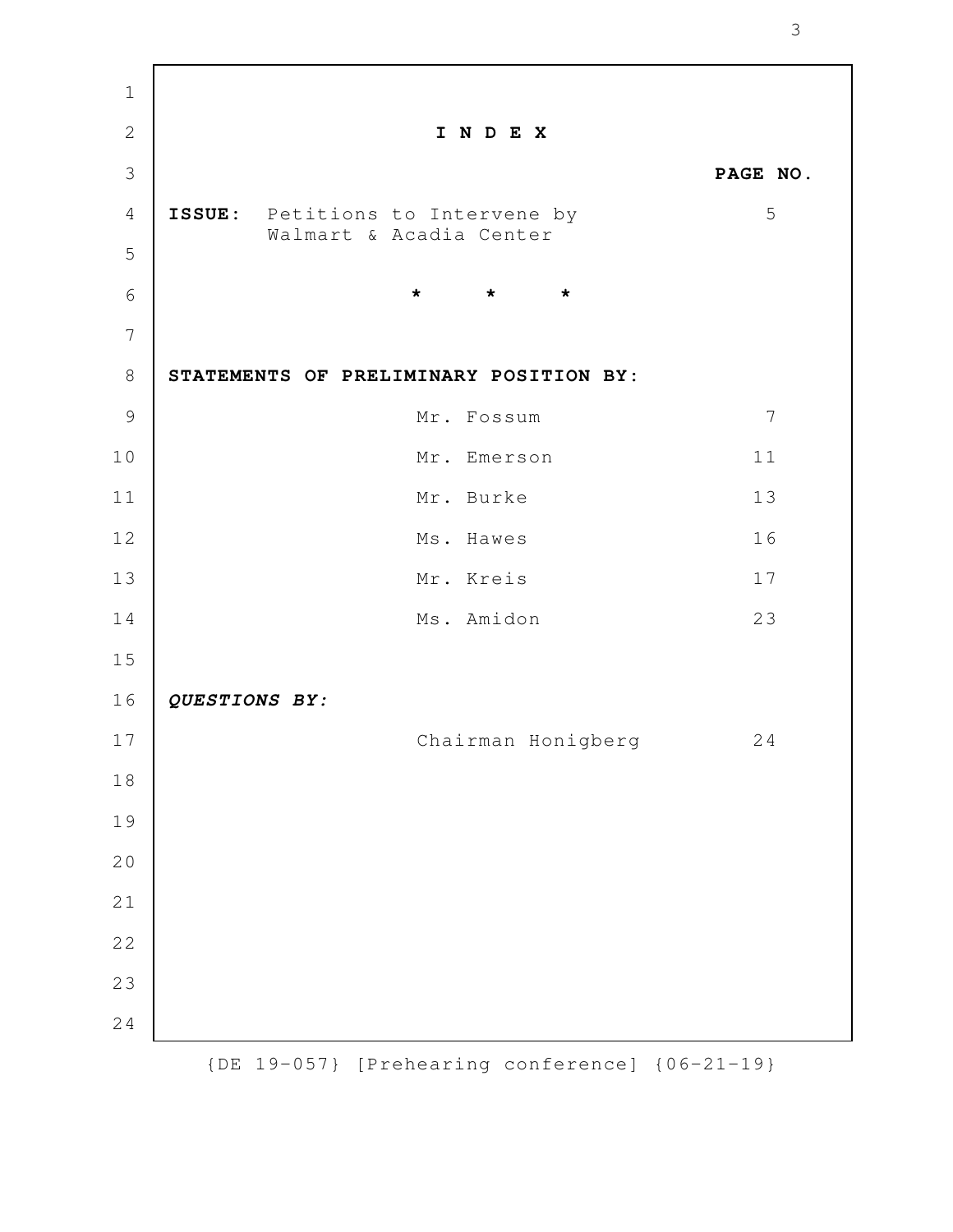# I N D E X

| | | PAGE NO. |
|---|---|---|
| **ISSUE:** Petitions to Intervene by Walmart & Acadia Center | | 5 |

\* \* \*

**STATEMENTS OF PRELIMINARY POSITION BY:**

| | |
|---|---|
| Mr. Fossum | 7 |
| Mr. Emerson | 11 |
| Mr. Burke | 13 |
| Ms. Hawes | 16 |
| Mr. Kreis | 17 |
| Ms. Amidon | 23 |

***QUESTIONS BY:***

| | |
|---|---|
| Chairman Honigberg | 24 |

{DE 19-057} [Prehearing conference] {06-21-19}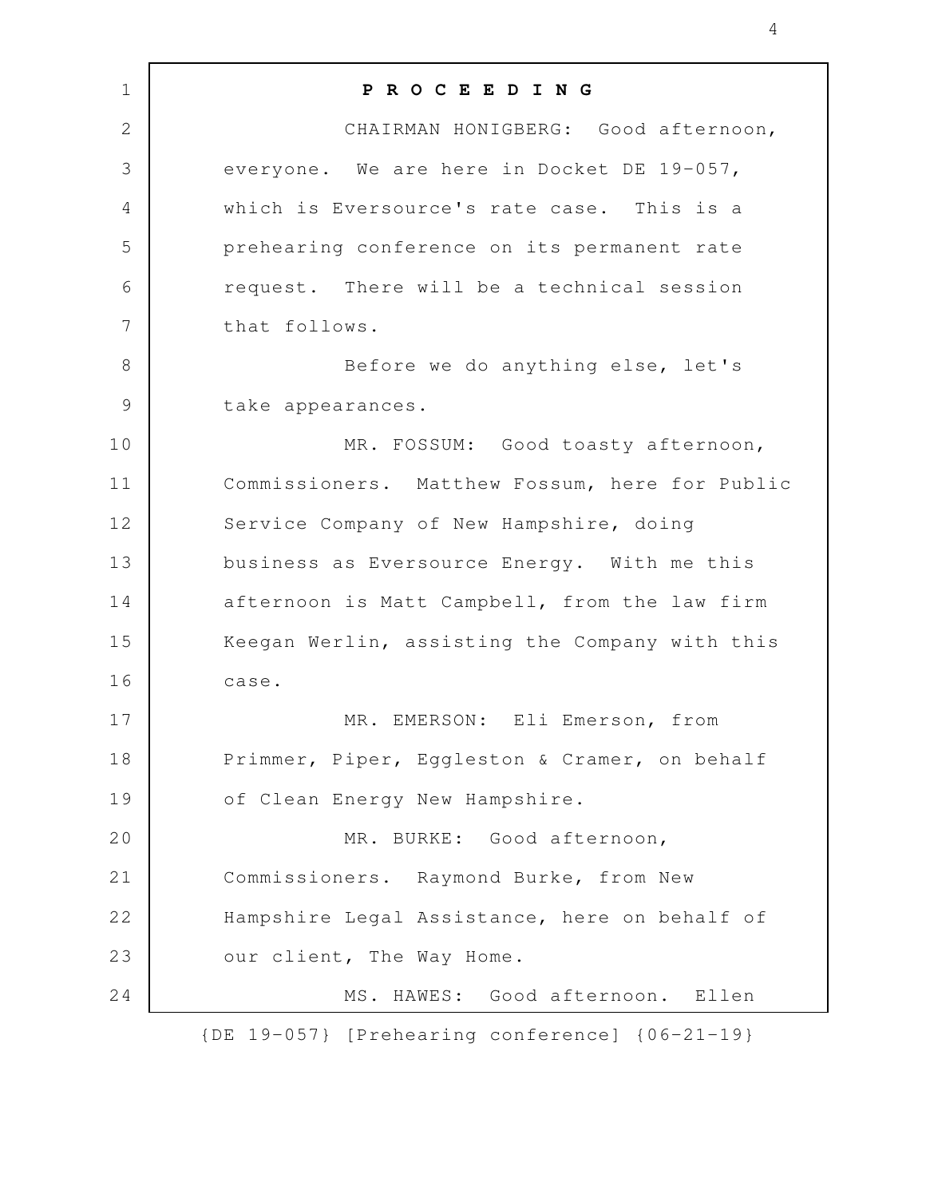**P R O C E E D I N G**

CHAIRMAN HONIGBERG: Good afternoon, everyone. We are here in Docket DE 19-057, which is Eversource's rate case. This is a prehearing conference on its permanent rate request. There will be a technical session that follows.

Before we do anything else, let's take appearances.

MR. FOSSUM: Good toasty afternoon, Commissioners. Matthew Fossum, here for Public Service Company of New Hampshire, doing business as Eversource Energy. With me this afternoon is Matt Campbell, from the law firm Keegan Werlin, assisting the Company with this case.

MR. EMERSON: Eli Emerson, from Primmer, Piper, Eggleston & Cramer, on behalf of Clean Energy New Hampshire.

MR. BURKE: Good afternoon, Commissioners. Raymond Burke, from New Hampshire Legal Assistance, here on behalf of our client, The Way Home.

MS. HAWES: Good afternoon. Ellen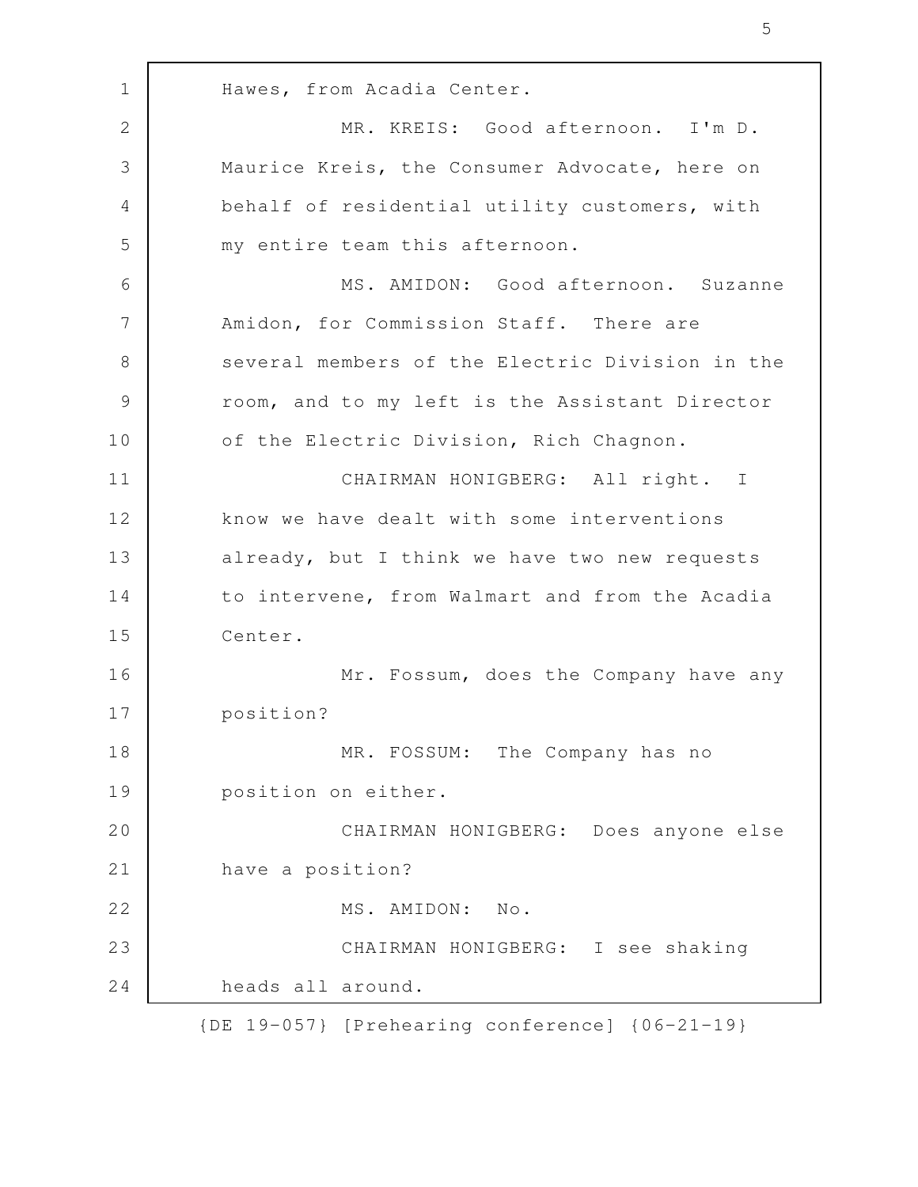Hawes, from Acadia Center.

MR. KREIS: Good afternoon. I'm D. Maurice Kreis, the Consumer Advocate, here on behalf of residential utility customers, with my entire team this afternoon.

MS. AMIDON: Good afternoon. Suzanne Amidon, for Commission Staff. There are several members of the Electric Division in the room, and to my left is the Assistant Director of the Electric Division, Rich Chagnon.

CHAIRMAN HONIGBERG: All right. I know we have dealt with some interventions already, but I think we have two new requests to intervene, from Walmart and from the Acadia Center.

Mr. Fossum, does the Company have any position?

MR. FOSSUM: The Company has no position on either.

CHAIRMAN HONIGBERG: Does anyone else have a position?

MS. AMIDON: No.

CHAIRMAN HONIGBERG: I see shaking heads all around.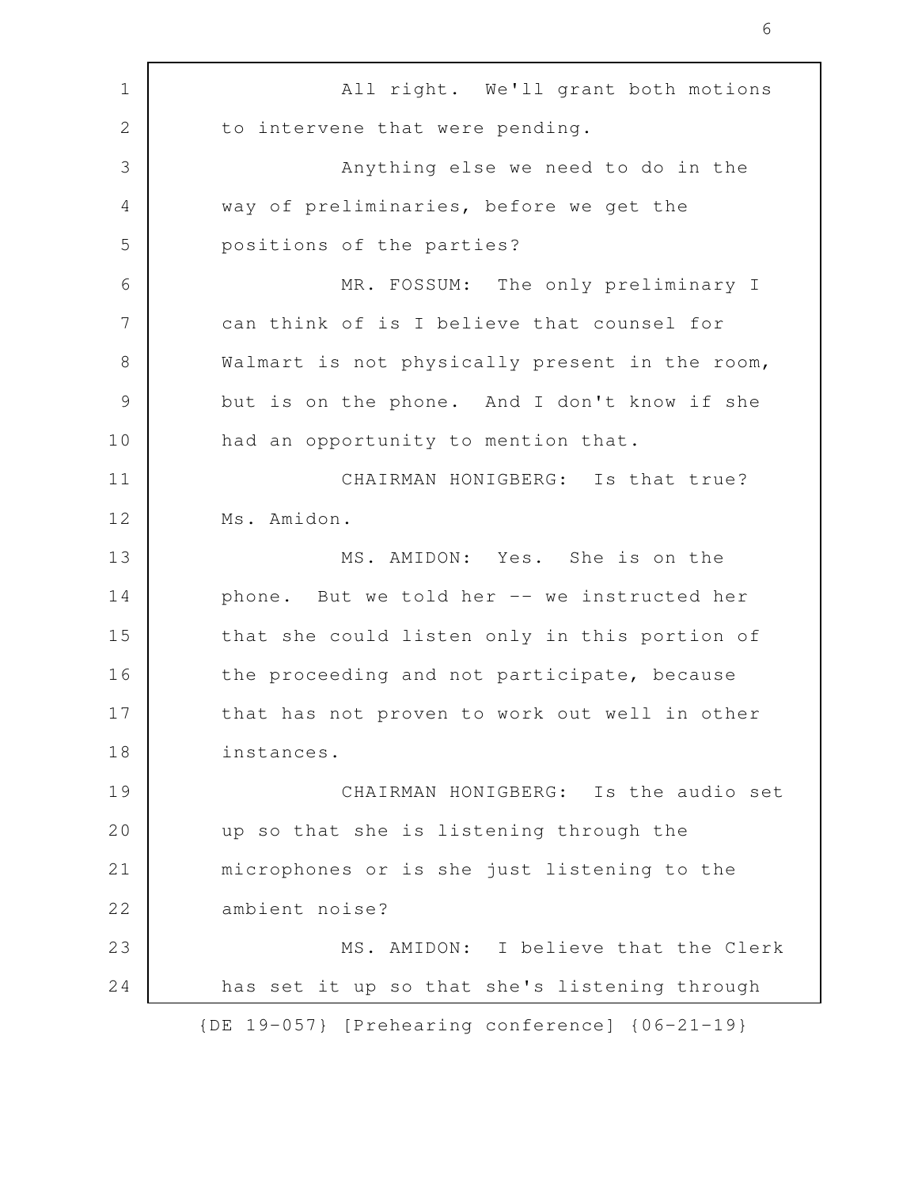All right. We'll grant both motions to intervene that were pending.

Anything else we need to do in the way of preliminaries, before we get the positions of the parties?

MR. FOSSUM: The only preliminary I can think of is I believe that counsel for Walmart is not physically present in the room, but is on the phone. And I don't know if she had an opportunity to mention that.

CHAIRMAN HONIGBERG: Is that true? Ms. Amidon.

MS. AMIDON: Yes. She is on the phone. But we told her -- we instructed her that she could listen only in this portion of the proceeding and not participate, because that has not proven to work out well in other instances.

CHAIRMAN HONIGBERG: Is the audio set up so that she is listening through the microphones or is she just listening to the ambient noise?

MS. AMIDON: I believe that the Clerk has set it up so that she's listening through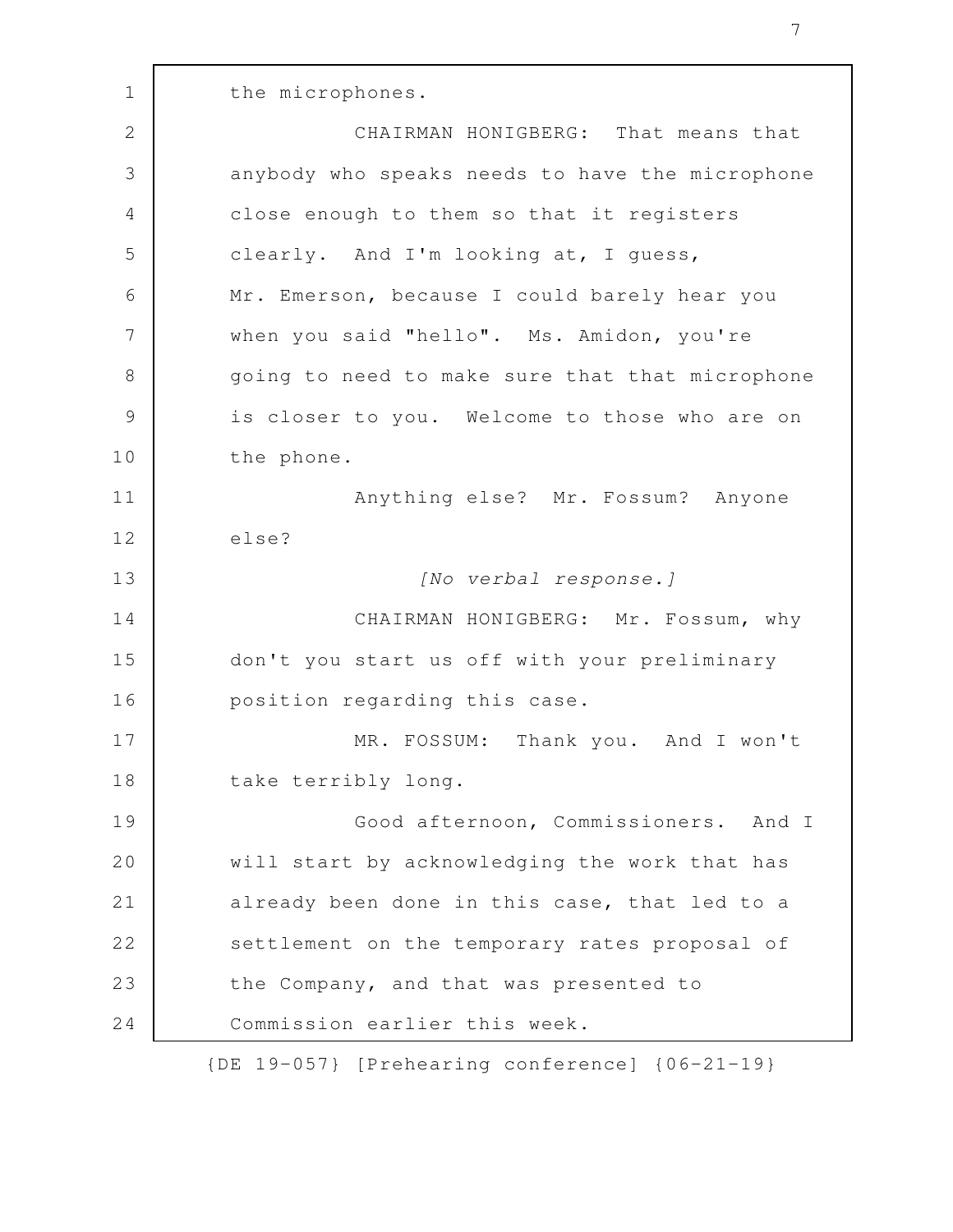the microphones.

CHAIRMAN HONIGBERG: That means that anybody who speaks needs to have the microphone close enough to them so that it registers clearly. And I'm looking at, I guess, Mr. Emerson, because I could barely hear you when you said "hello". Ms. Amidon, you're going to need to make sure that that microphone is closer to you. Welcome to those who are on the phone.

Anything else? Mr. Fossum? Anyone else?

*[No verbal response.]*

CHAIRMAN HONIGBERG: Mr. Fossum, why don't you start us off with your preliminary position regarding this case.

MR. FOSSUM: Thank you. And I won't take terribly long.

Good afternoon, Commissioners. And I will start by acknowledging the work that has already been done in this case, that led to a settlement on the temporary rates proposal of the Company, and that was presented to Commission earlier this week.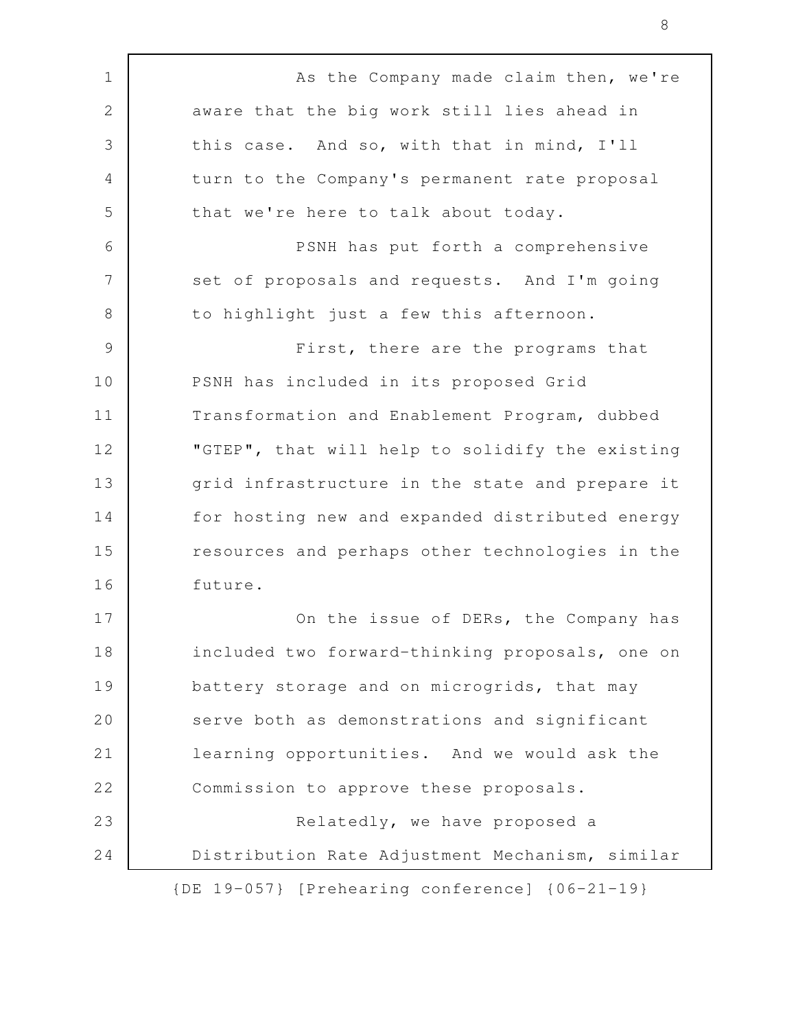As the Company made claim then, we're aware that the big work still lies ahead in this case. And so, with that in mind, I'll turn to the Company's permanent rate proposal that we're here to talk about today.

PSNH has put forth a comprehensive set of proposals and requests. And I'm going to highlight just a few this afternoon.

First, there are the programs that PSNH has included in its proposed Grid Transformation and Enablement Program, dubbed "GTEP", that will help to solidify the existing grid infrastructure in the state and prepare it for hosting new and expanded distributed energy resources and perhaps other technologies in the future.

On the issue of DERs, the Company has included two forward-thinking proposals, one on battery storage and on microgrids, that may serve both as demonstrations and significant learning opportunities. And we would ask the Commission to approve these proposals.

Relatedly, we have proposed a Distribution Rate Adjustment Mechanism, similar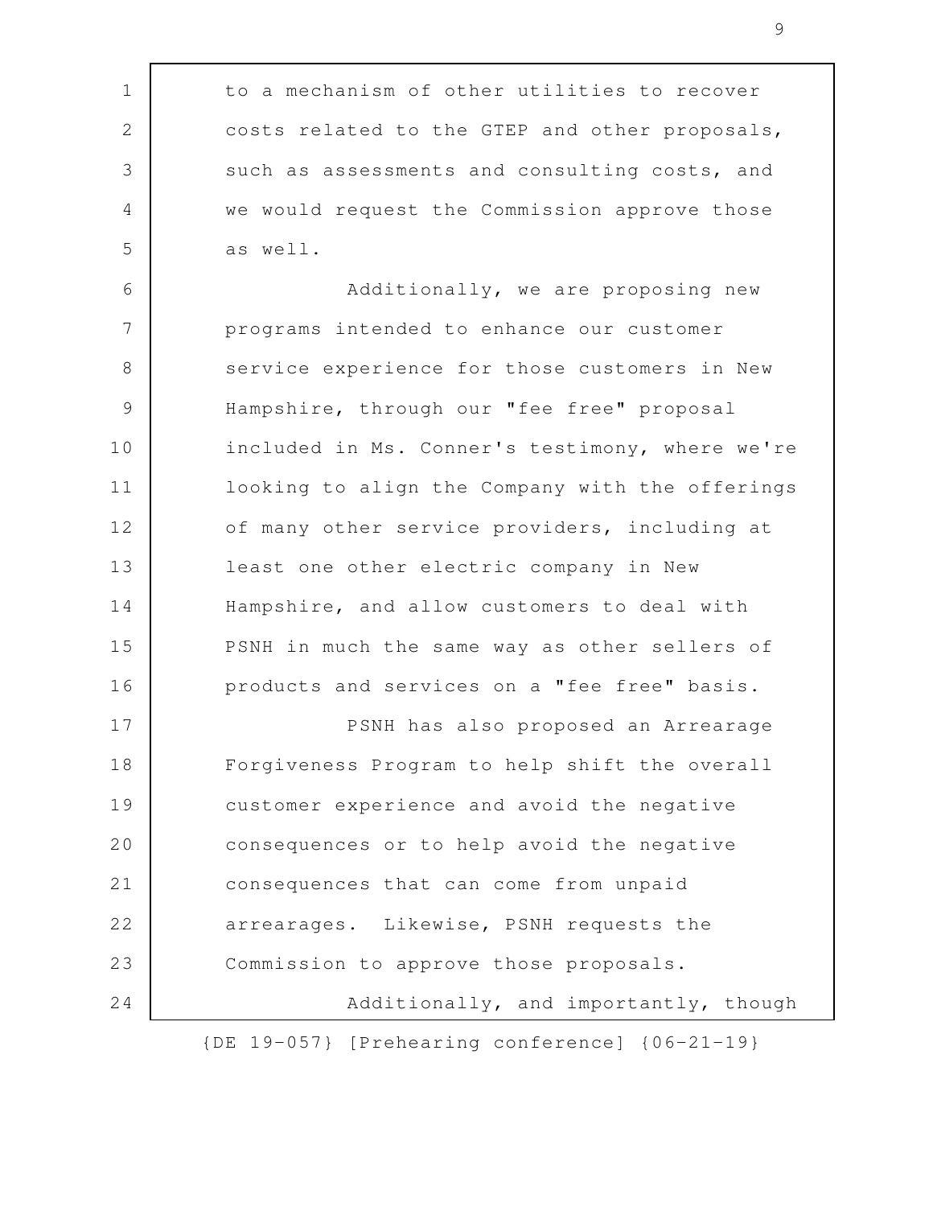to a mechanism of other utilities to recover costs related to the GTEP and other proposals, such as assessments and consulting costs, and we would request the Commission approve those as well.

Additionally, we are proposing new programs intended to enhance our customer service experience for those customers in New Hampshire, through our "fee free" proposal included in Ms. Conner's testimony, where we're looking to align the Company with the offerings of many other service providers, including at least one other electric company in New Hampshire, and allow customers to deal with PSNH in much the same way as other sellers of products and services on a "fee free" basis.

PSNH has also proposed an Arrearage Forgiveness Program to help shift the overall customer experience and avoid the negative consequences or to help avoid the negative consequences that can come from unpaid arrearages. Likewise, PSNH requests the Commission to approve those proposals.

Additionally, and importantly, though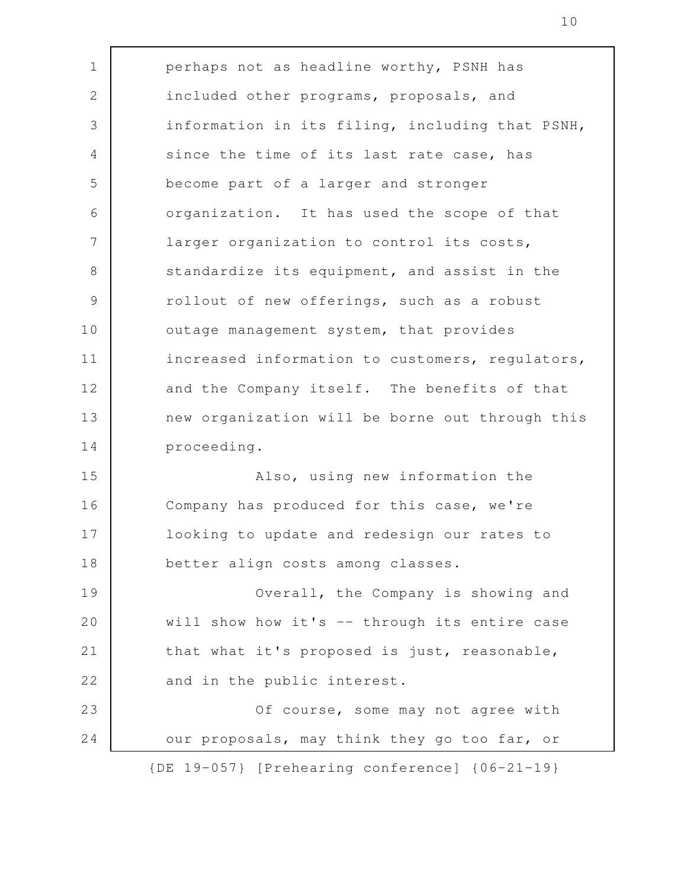perhaps not as headline worthy, PSNH has included other programs, proposals, and information in its filing, including that PSNH, since the time of its last rate case, has become part of a larger and stronger organization. It has used the scope of that larger organization to control its costs, standardize its equipment, and assist in the rollout of new offerings, such as a robust outage management system, that provides increased information to customers, regulators, and the Company itself. The benefits of that new organization will be borne out through this proceeding.

Also, using new information the Company has produced for this case, we're looking to update and redesign our rates to better align costs among classes.

Overall, the Company is showing and will show how it's -- through its entire case that what it's proposed is just, reasonable, and in the public interest.

Of course, some may not agree with our proposals, may think they go too far, or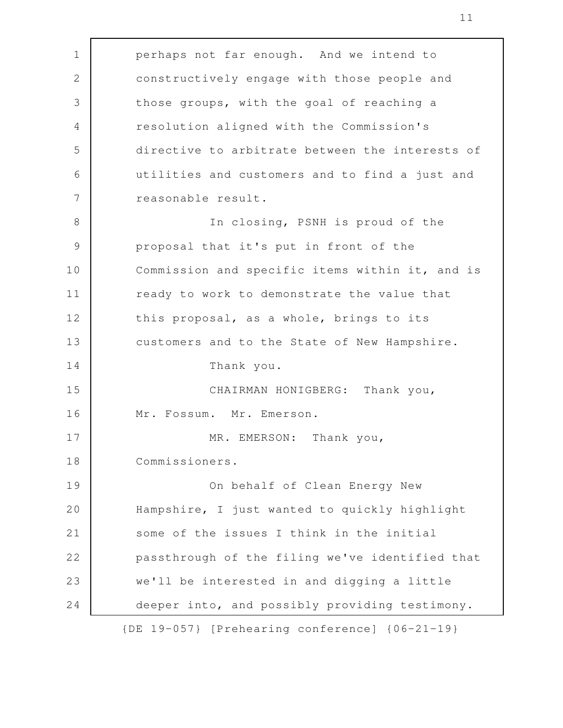perhaps not far enough. And we intend to constructively engage with those people and those groups, with the goal of reaching a resolution aligned with the Commission's directive to arbitrate between the interests of utilities and customers and to find a just and reasonable result.

In closing, PSNH is proud of the proposal that it's put in front of the Commission and specific items within it, and is ready to work to demonstrate the value that this proposal, as a whole, brings to its customers and to the State of New Hampshire.

Thank you.

CHAIRMAN HONIGBERG: Thank you, Mr. Fossum. Mr. Emerson.

MR. EMERSON: Thank you, Commissioners.

On behalf of Clean Energy New Hampshire, I just wanted to quickly highlight some of the issues I think in the initial passthrough of the filing we've identified that we'll be interested in and digging a little deeper into, and possibly providing testimony.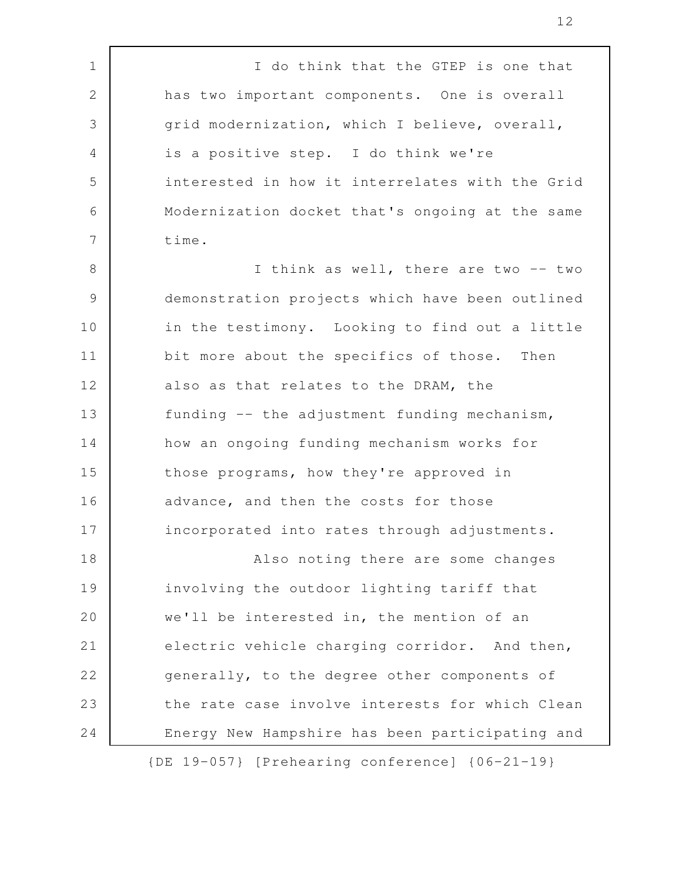I do think that the GTEP is one that has two important components. One is overall grid modernization, which I believe, overall, is a positive step. I do think we're interested in how it interrelates with the Grid Modernization docket that's ongoing at the same time.

I think as well, there are two -- two demonstration projects which have been outlined in the testimony. Looking to find out a little bit more about the specifics of those. Then also as that relates to the DRAM, the funding -- the adjustment funding mechanism, how an ongoing funding mechanism works for those programs, how they're approved in advance, and then the costs for those incorporated into rates through adjustments.

Also noting there are some changes involving the outdoor lighting tariff that we'll be interested in, the mention of an electric vehicle charging corridor. And then, generally, to the degree other components of the rate case involve interests for which Clean Energy New Hampshire has been participating and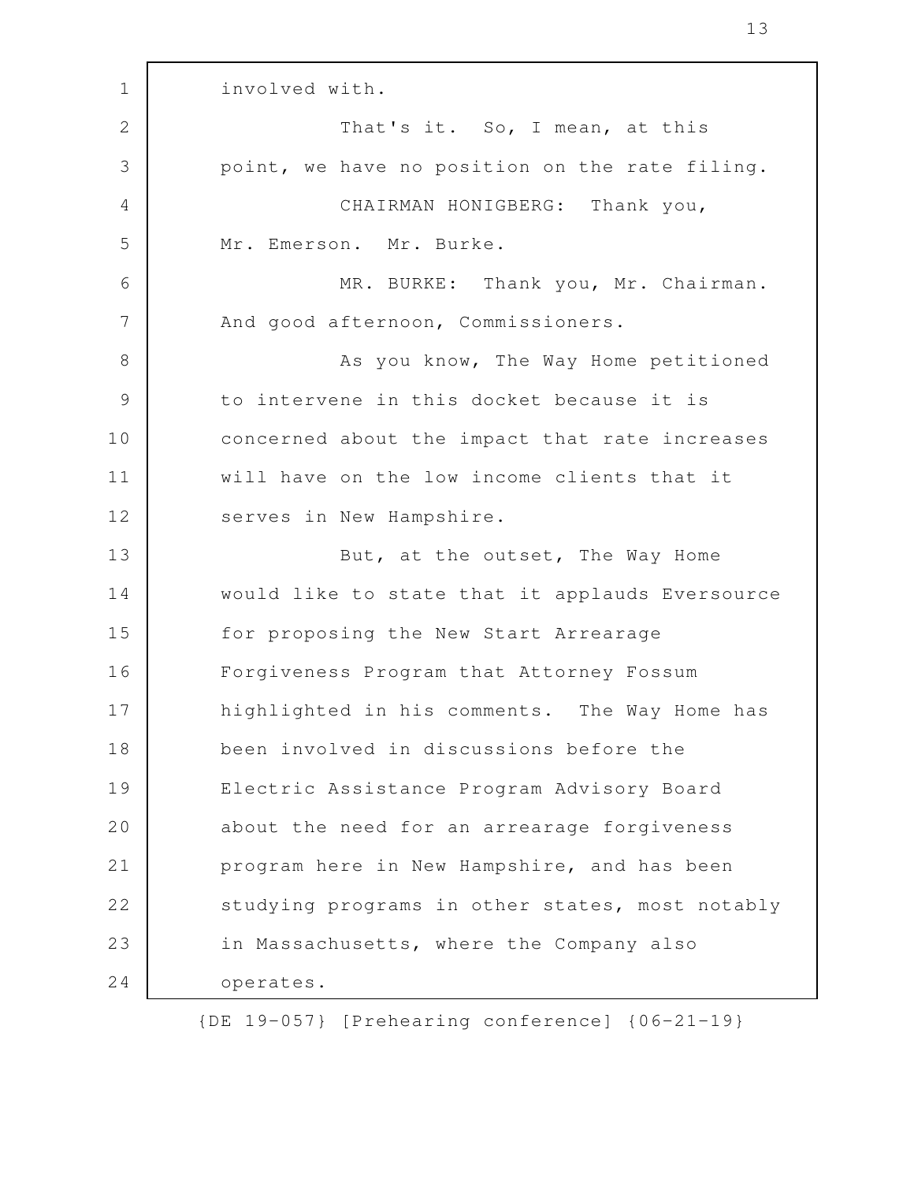involved with.

That's it. So, I mean, at this point, we have no position on the rate filing.

CHAIRMAN HONIGBERG: Thank you, Mr. Emerson. Mr. Burke.

MR. BURKE: Thank you, Mr. Chairman. And good afternoon, Commissioners.

As you know, The Way Home petitioned to intervene in this docket because it is concerned about the impact that rate increases will have on the low income clients that it serves in New Hampshire.

But, at the outset, The Way Home would like to state that it applauds Eversource for proposing the New Start Arrearage Forgiveness Program that Attorney Fossum highlighted in his comments. The Way Home has been involved in discussions before the Electric Assistance Program Advisory Board about the need for an arrearage forgiveness program here in New Hampshire, and has been studying programs in other states, most notably in Massachusetts, where the Company also operates.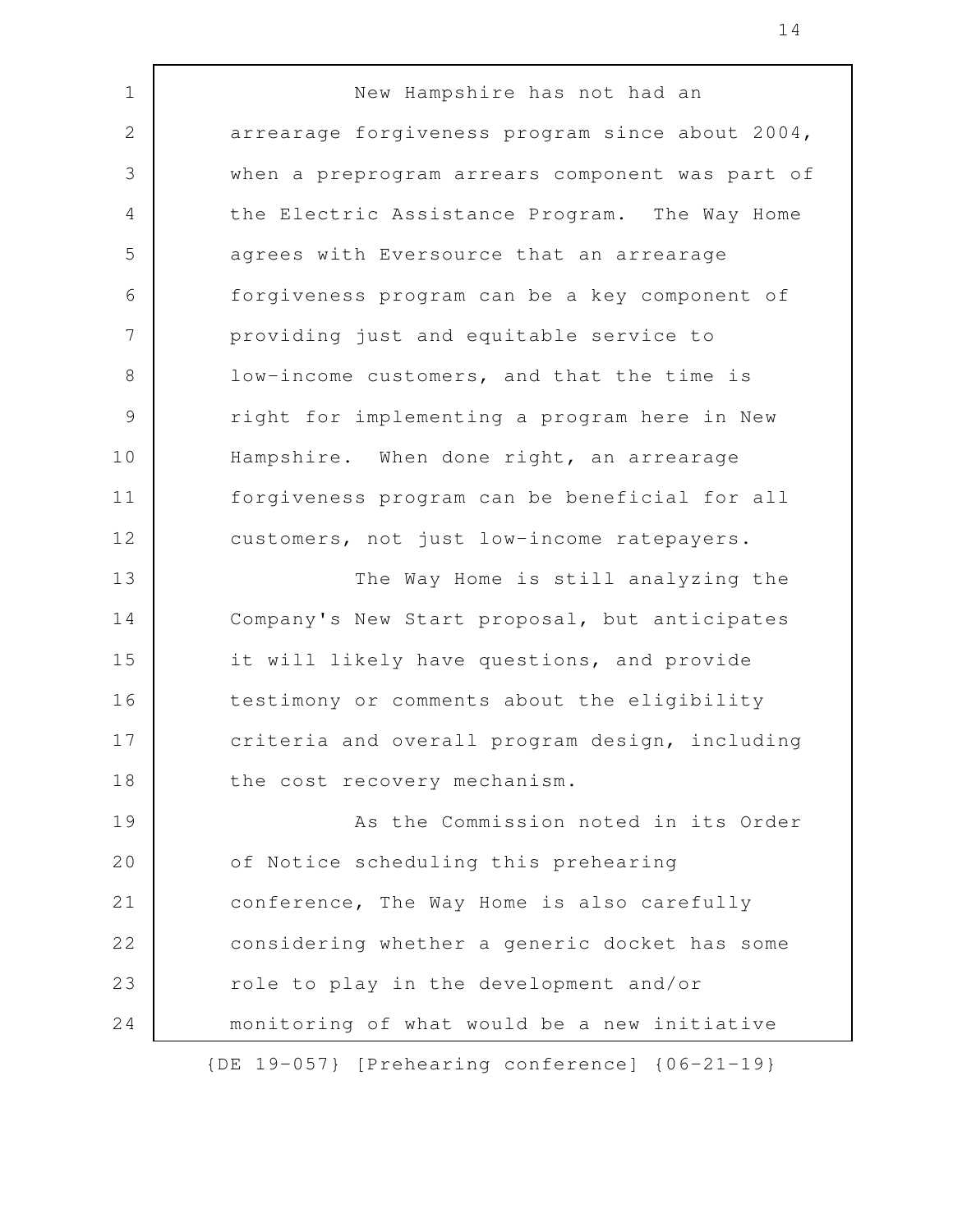New Hampshire has not had an arrearage forgiveness program since about 2004, when a preprogram arrears component was part of the Electric Assistance Program. The Way Home agrees with Eversource that an arrearage forgiveness program can be a key component of providing just and equitable service to low-income customers, and that the time is right for implementing a program here in New Hampshire. When done right, an arrearage forgiveness program can be beneficial for all customers, not just low-income ratepayers.

The Way Home is still analyzing the Company's New Start proposal, but anticipates it will likely have questions, and provide testimony or comments about the eligibility criteria and overall program design, including the cost recovery mechanism.

As the Commission noted in its Order of Notice scheduling this prehearing conference, The Way Home is also carefully considering whether a generic docket has some role to play in the development and/or monitoring of what would be a new initiative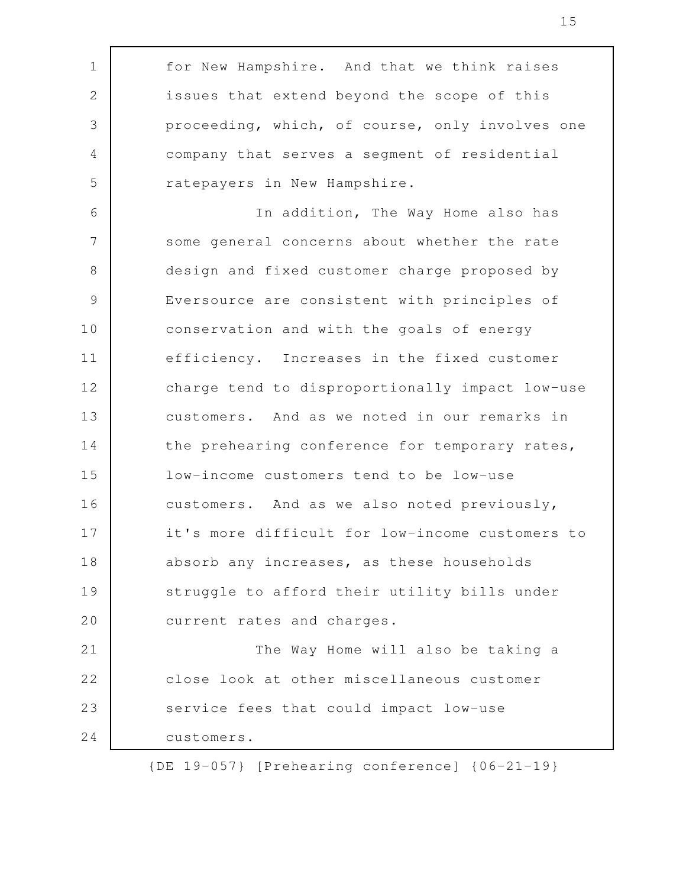for New Hampshire. And that we think raises issues that extend beyond the scope of this proceeding, which, of course, only involves one company that serves a segment of residential ratepayers in New Hampshire.

In addition, The Way Home also has some general concerns about whether the rate design and fixed customer charge proposed by Eversource are consistent with principles of conservation and with the goals of energy efficiency. Increases in the fixed customer charge tend to disproportionally impact low-use customers. And as we noted in our remarks in the prehearing conference for temporary rates, low-income customers tend to be low-use customers. And as we also noted previously, it's more difficult for low-income customers to absorb any increases, as these households struggle to afford their utility bills under current rates and charges.

The Way Home will also be taking a close look at other miscellaneous customer service fees that could impact low-use customers.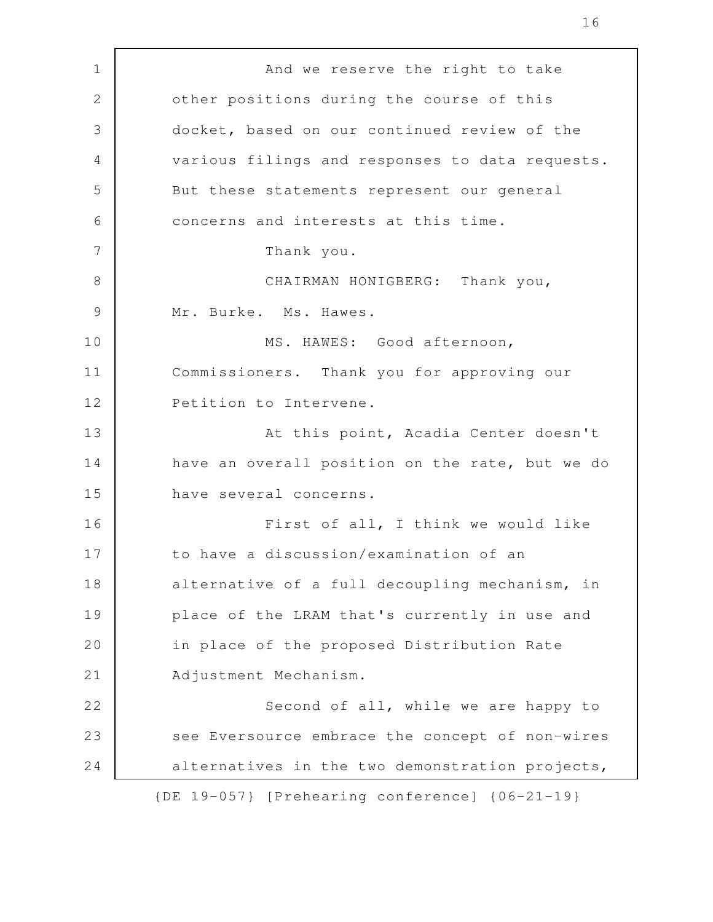And we reserve the right to take other positions during the course of this docket, based on our continued review of the various filings and responses to data requests. But these statements represent our general concerns and interests at this time.

Thank you.

CHAIRMAN HONIGBERG: Thank you, Mr. Burke. Ms. Hawes.

MS. HAWES: Good afternoon, Commissioners. Thank you for approving our Petition to Intervene.

At this point, Acadia Center doesn't have an overall position on the rate, but we do have several concerns.

First of all, I think we would like to have a discussion/examination of an alternative of a full decoupling mechanism, in place of the LRAM that's currently in use and in place of the proposed Distribution Rate Adjustment Mechanism.

Second of all, while we are happy to see Eversource embrace the concept of non-wires alternatives in the two demonstration projects,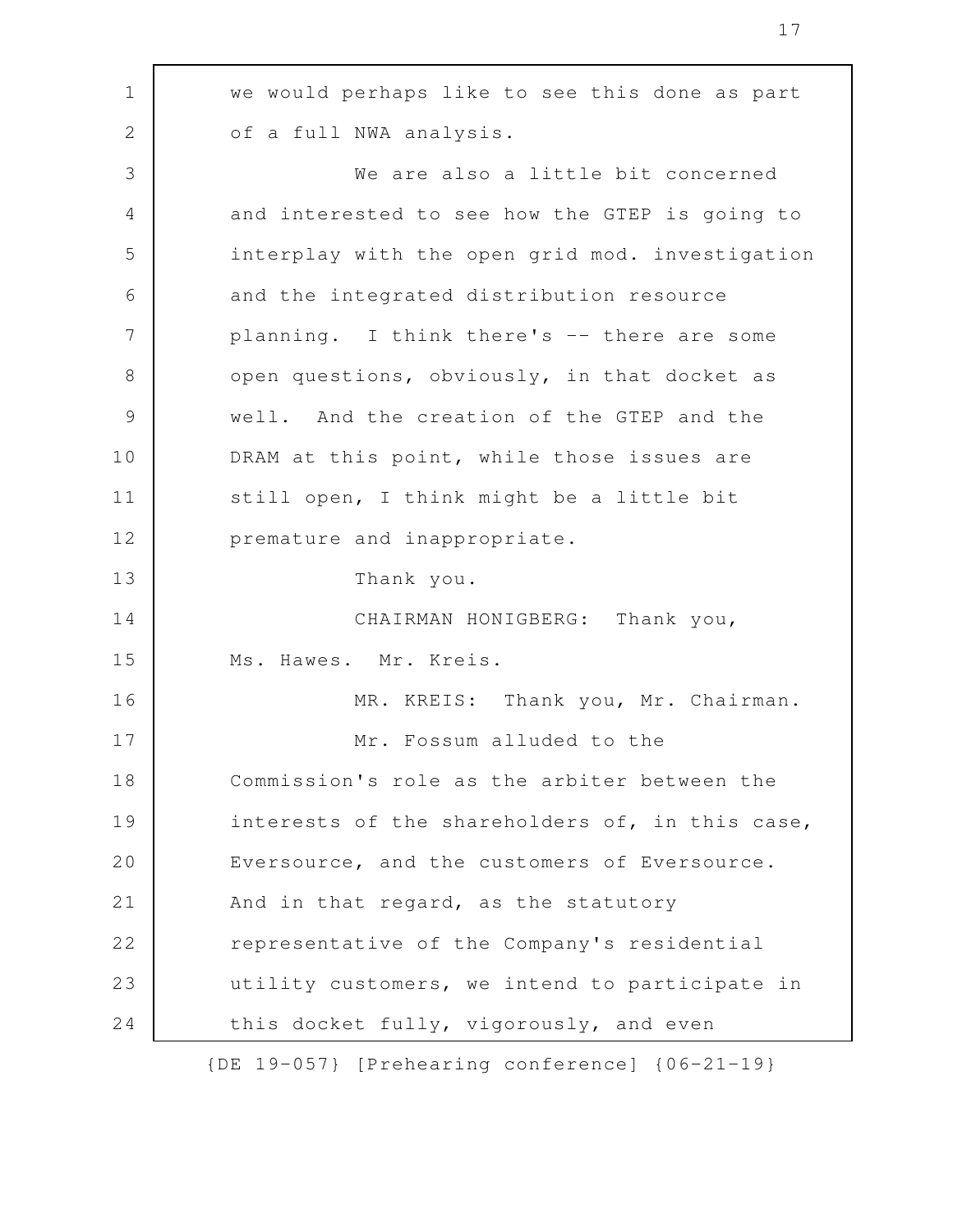we would perhaps like to see this done as part of a full NWA analysis.

We are also a little bit concerned and interested to see how the GTEP is going to interplay with the open grid mod. investigation and the integrated distribution resource planning. I think there's -- there are some open questions, obviously, in that docket as well. And the creation of the GTEP and the DRAM at this point, while those issues are still open, I think might be a little bit premature and inappropriate.

Thank you.

CHAIRMAN HONIGBERG: Thank you, Ms. Hawes. Mr. Kreis.

MR. KREIS: Thank you, Mr. Chairman.

Mr. Fossum alluded to the Commission's role as the arbiter between the interests of the shareholders of, in this case, Eversource, and the customers of Eversource. And in that regard, as the statutory representative of the Company's residential utility customers, we intend to participate in this docket fully, vigorously, and even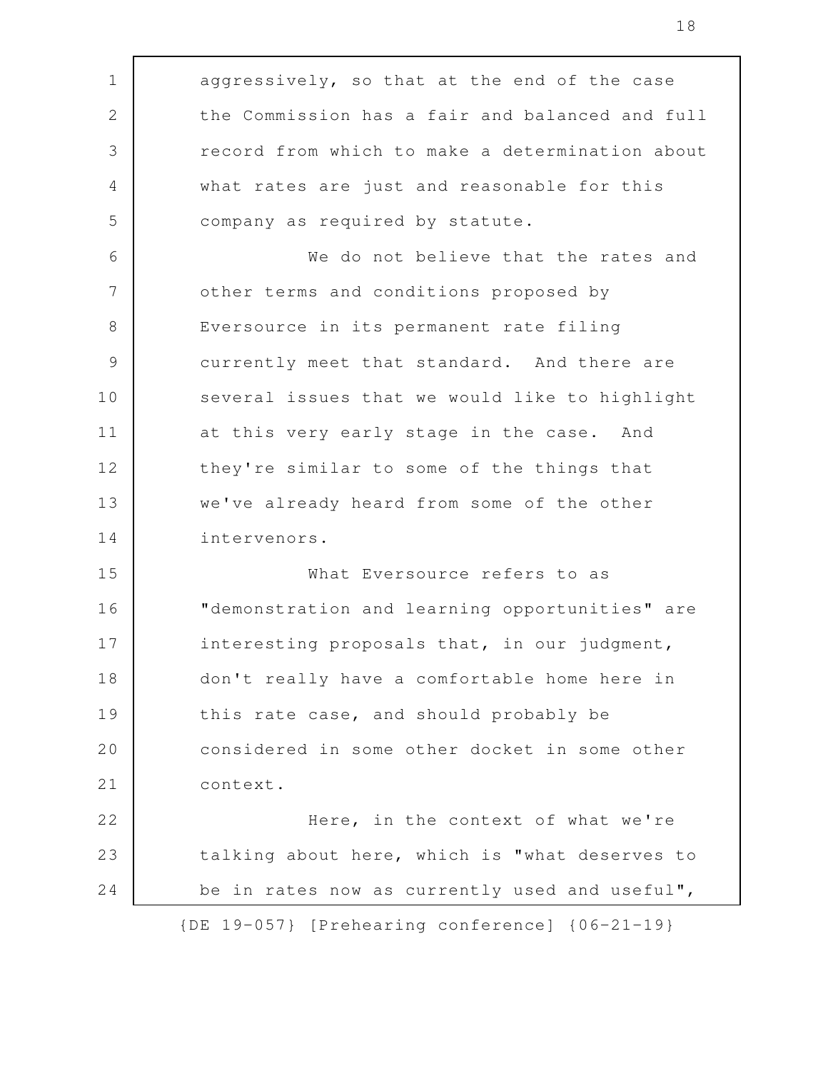aggressively, so that at the end of the case the Commission has a fair and balanced and full record from which to make a determination about what rates are just and reasonable for this company as required by statute.

We do not believe that the rates and other terms and conditions proposed by Eversource in its permanent rate filing currently meet that standard. And there are several issues that we would like to highlight at this very early stage in the case. And they're similar to some of the things that we've already heard from some of the other intervenors.

What Eversource refers to as "demonstration and learning opportunities" are interesting proposals that, in our judgment, don't really have a comfortable home here in this rate case, and should probably be considered in some other docket in some other context.

Here, in the context of what we're talking about here, which is "what deserves to be in rates now as currently used and useful",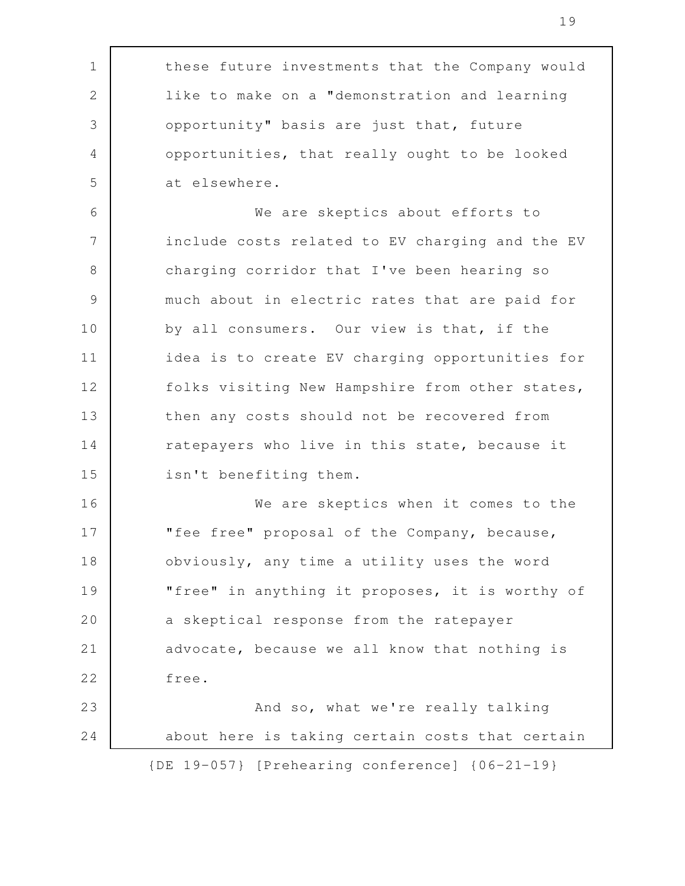these future investments that the Company would like to make on a "demonstration and learning opportunity" basis are just that, future opportunities, that really ought to be looked at elsewhere.

We are skeptics about efforts to include costs related to EV charging and the EV charging corridor that I've been hearing so much about in electric rates that are paid for by all consumers. Our view is that, if the idea is to create EV charging opportunities for folks visiting New Hampshire from other states, then any costs should not be recovered from ratepayers who live in this state, because it isn't benefiting them.

We are skeptics when it comes to the "fee free" proposal of the Company, because, obviously, any time a utility uses the word "free" in anything it proposes, it is worthy of a skeptical response from the ratepayer advocate, because we all know that nothing is free.

And so, what we're really talking about here is taking certain costs that certain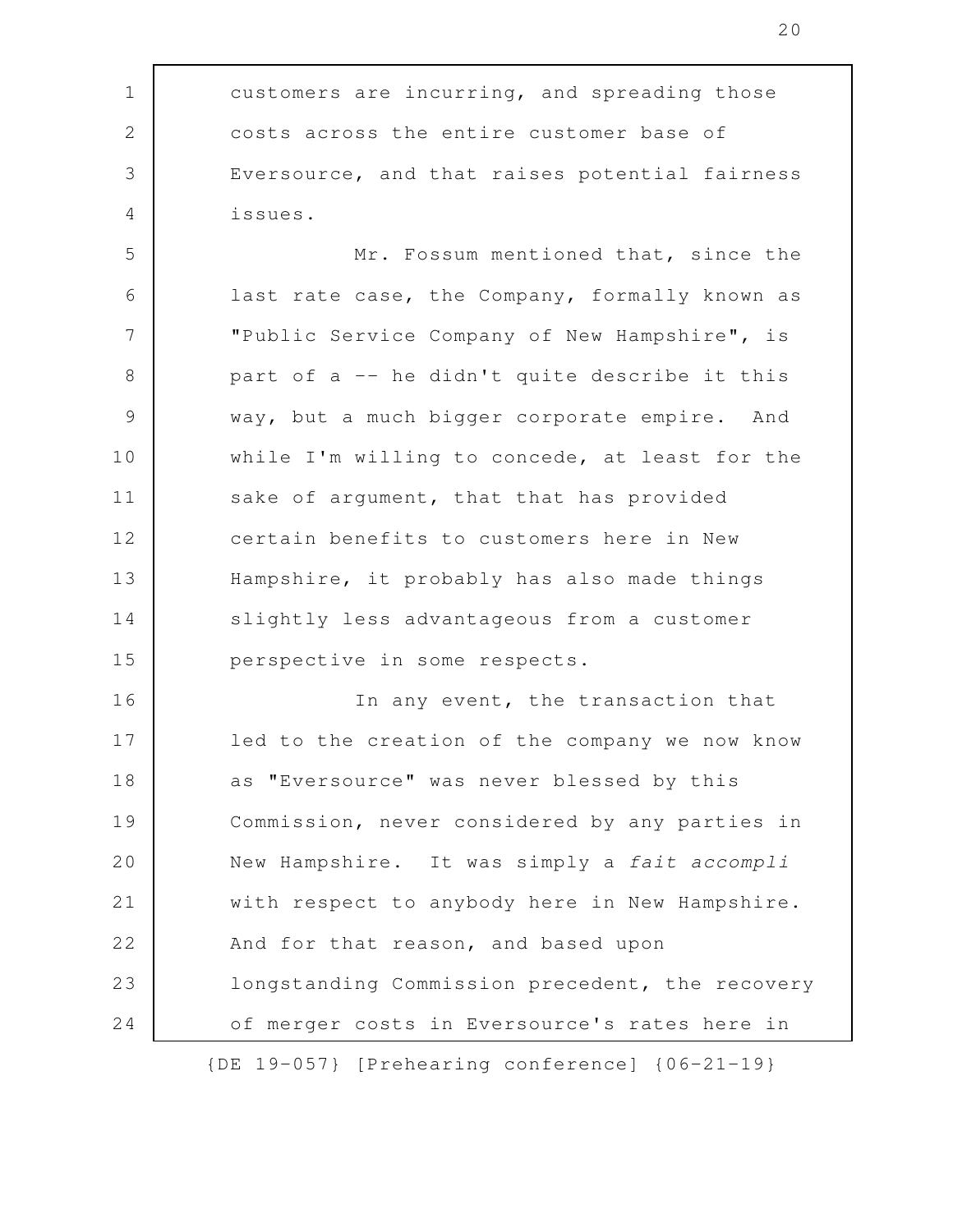customers are incurring, and spreading those costs across the entire customer base of Eversource, and that raises potential fairness issues.

Mr. Fossum mentioned that, since the last rate case, the Company, formally known as "Public Service Company of New Hampshire", is part of a -- he didn't quite describe it this way, but a much bigger corporate empire. And while I'm willing to concede, at least for the sake of argument, that that has provided certain benefits to customers here in New Hampshire, it probably has also made things slightly less advantageous from a customer perspective in some respects.

In any event, the transaction that led to the creation of the company we now know as "Eversource" was never blessed by this Commission, never considered by any parties in New Hampshire. It was simply a *fait accompli* with respect to anybody here in New Hampshire. And for that reason, and based upon longstanding Commission precedent, the recovery of merger costs in Eversource's rates here in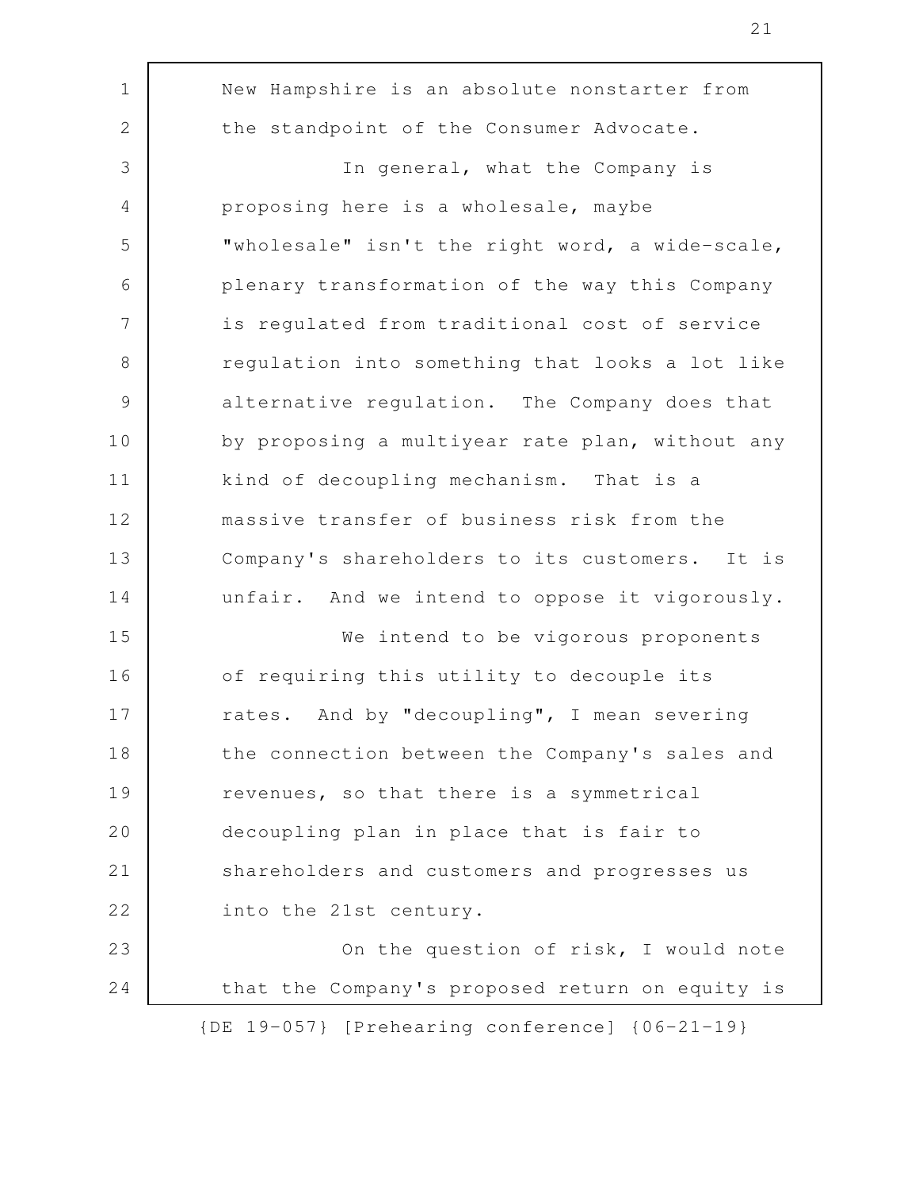New Hampshire is an absolute nonstarter from the standpoint of the Consumer Advocate.

In general, what the Company is proposing here is a wholesale, maybe "wholesale" isn't the right word, a wide-scale, plenary transformation of the way this Company is regulated from traditional cost of service regulation into something that looks a lot like alternative regulation. The Company does that by proposing a multiyear rate plan, without any kind of decoupling mechanism. That is a massive transfer of business risk from the Company's shareholders to its customers. It is unfair. And we intend to oppose it vigorously.

We intend to be vigorous proponents of requiring this utility to decouple its rates. And by "decoupling", I mean severing the connection between the Company's sales and revenues, so that there is a symmetrical decoupling plan in place that is fair to shareholders and customers and progresses us into the 21st century.

On the question of risk, I would note that the Company's proposed return on equity is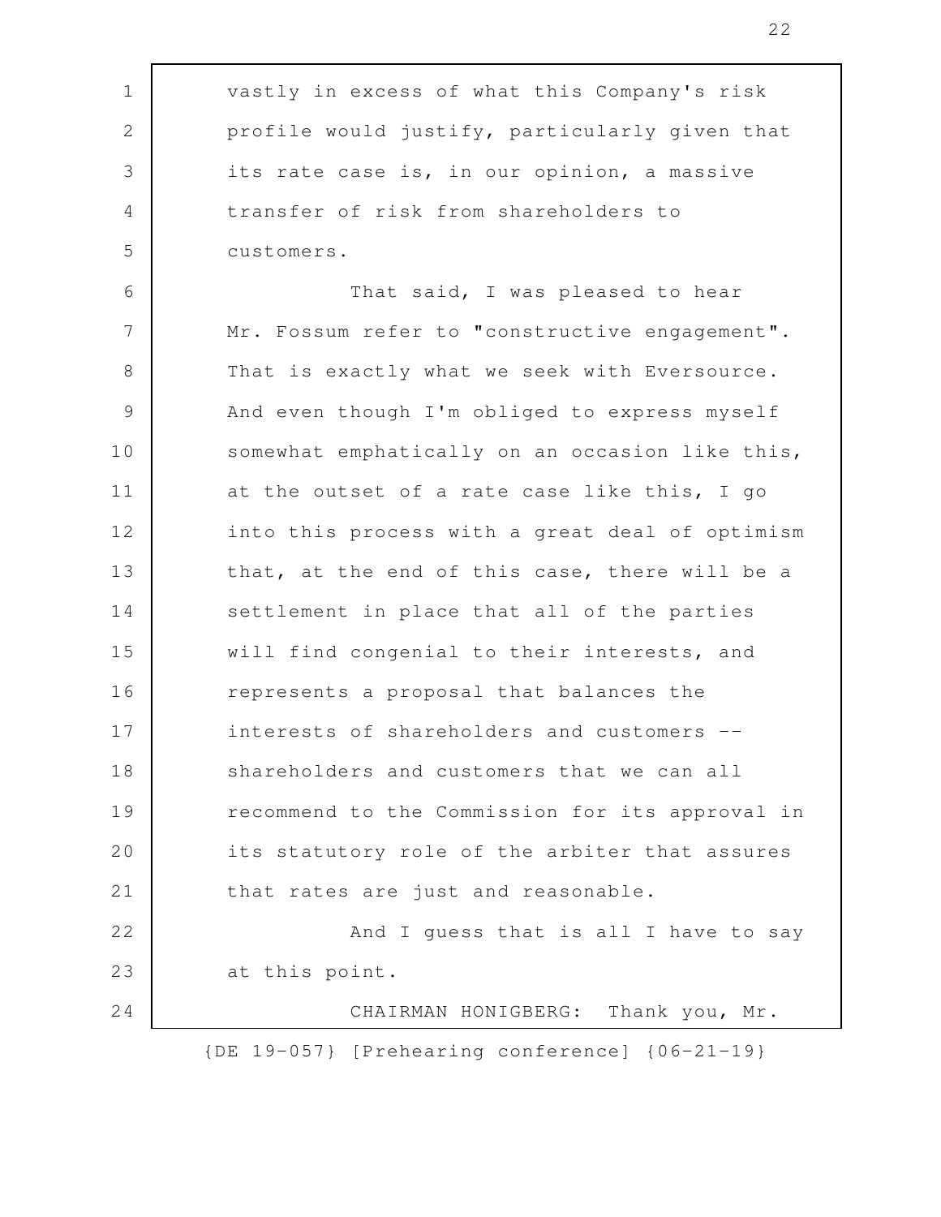vastly in excess of what this Company's risk profile would justify, particularly given that its rate case is, in our opinion, a massive transfer of risk from shareholders to customers.

That said, I was pleased to hear Mr. Fossum refer to "constructive engagement". That is exactly what we seek with Eversource. And even though I'm obliged to express myself somewhat emphatically on an occasion like this, at the outset of a rate case like this, I go into this process with a great deal of optimism that, at the end of this case, there will be a settlement in place that all of the parties will find congenial to their interests, and represents a proposal that balances the interests of shareholders and customers -- shareholders and customers that we can all recommend to the Commission for its approval in its statutory role of the arbiter that assures that rates are just and reasonable.

And I guess that is all I have to say at this point.

CHAIRMAN HONIGBERG: Thank you, Mr.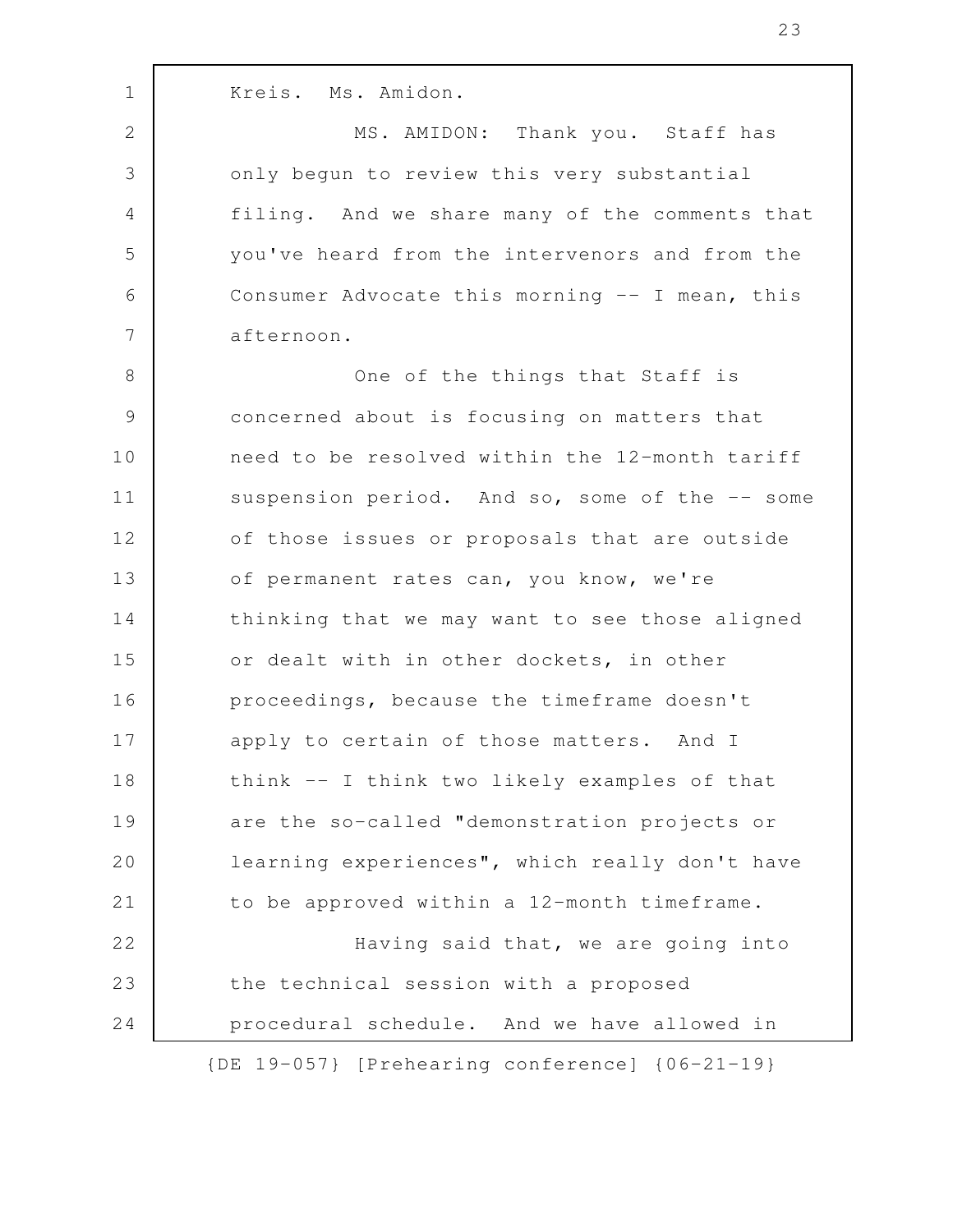Kreis. Ms. Amidon.

MS. AMIDON: Thank you. Staff has only begun to review this very substantial filing. And we share many of the comments that you've heard from the intervenors and from the Consumer Advocate this morning -- I mean, this afternoon.

One of the things that Staff is concerned about is focusing on matters that need to be resolved within the 12-month tariff suspension period. And so, some of the -- some of those issues or proposals that are outside of permanent rates can, you know, we're thinking that we may want to see those aligned or dealt with in other dockets, in other proceedings, because the timeframe doesn't apply to certain of those matters. And I think -- I think two likely examples of that are the so-called "demonstration projects or learning experiences", which really don't have to be approved within a 12-month timeframe.

Having said that, we are going into the technical session with a proposed procedural schedule. And we have allowed in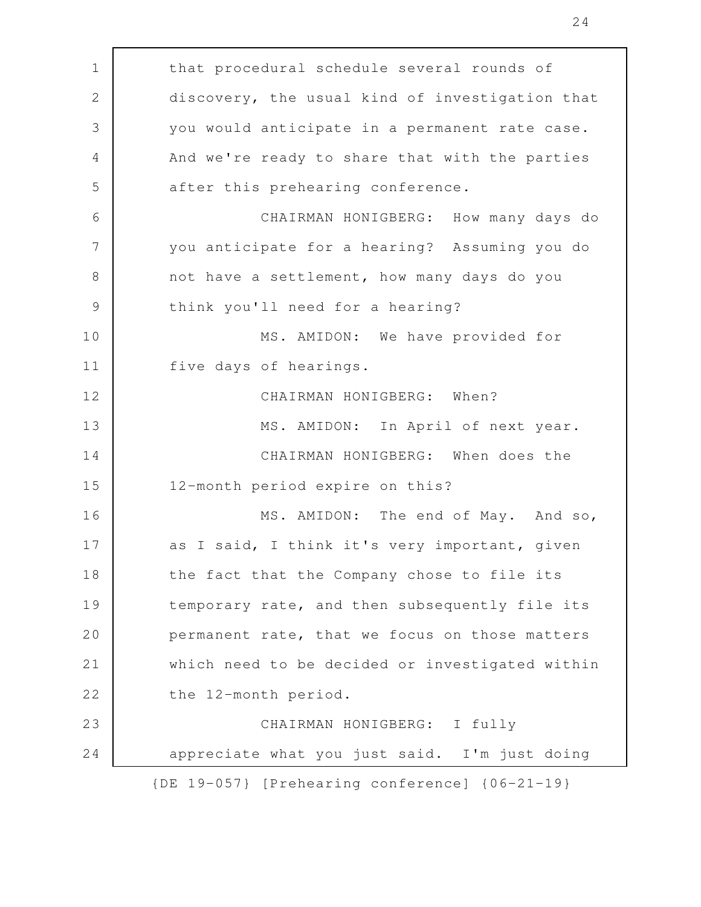that procedural schedule several rounds of discovery, the usual kind of investigation that you would anticipate in a permanent rate case. And we're ready to share that with the parties after this prehearing conference.

CHAIRMAN HONIGBERG: How many days do you anticipate for a hearing? Assuming you do not have a settlement, how many days do you think you'll need for a hearing?

MS. AMIDON: We have provided for five days of hearings.

CHAIRMAN HONIGBERG: When?

MS. AMIDON: In April of next year.

CHAIRMAN HONIGBERG: When does the 12-month period expire on this?

MS. AMIDON: The end of May. And so, as I said, I think it's very important, given the fact that the Company chose to file its temporary rate, and then subsequently file its permanent rate, that we focus on those matters which need to be decided or investigated within the 12-month period.

CHAIRMAN HONIGBERG: I fully appreciate what you just said. I'm just doing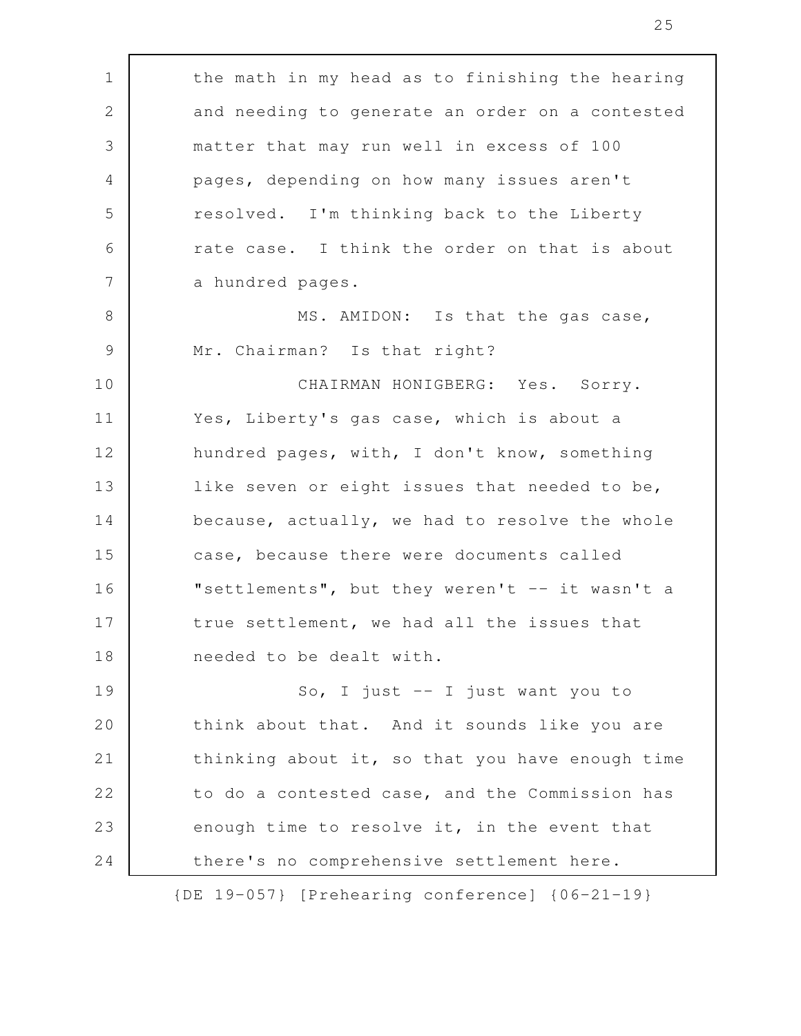the math in my head as to finishing the hearing and needing to generate an order on a contested matter that may run well in excess of 100 pages, depending on how many issues aren't resolved. I'm thinking back to the Liberty rate case. I think the order on that is about a hundred pages.

MS. AMIDON: Is that the gas case, Mr. Chairman? Is that right?

CHAIRMAN HONIGBERG: Yes. Sorry. Yes, Liberty's gas case, which is about a hundred pages, with, I don't know, something like seven or eight issues that needed to be, because, actually, we had to resolve the whole case, because there were documents called "settlements", but they weren't -- it wasn't a true settlement, we had all the issues that needed to be dealt with.

So, I just -- I just want you to think about that. And it sounds like you are thinking about it, so that you have enough time to do a contested case, and the Commission has enough time to resolve it, in the event that there's no comprehensive settlement here.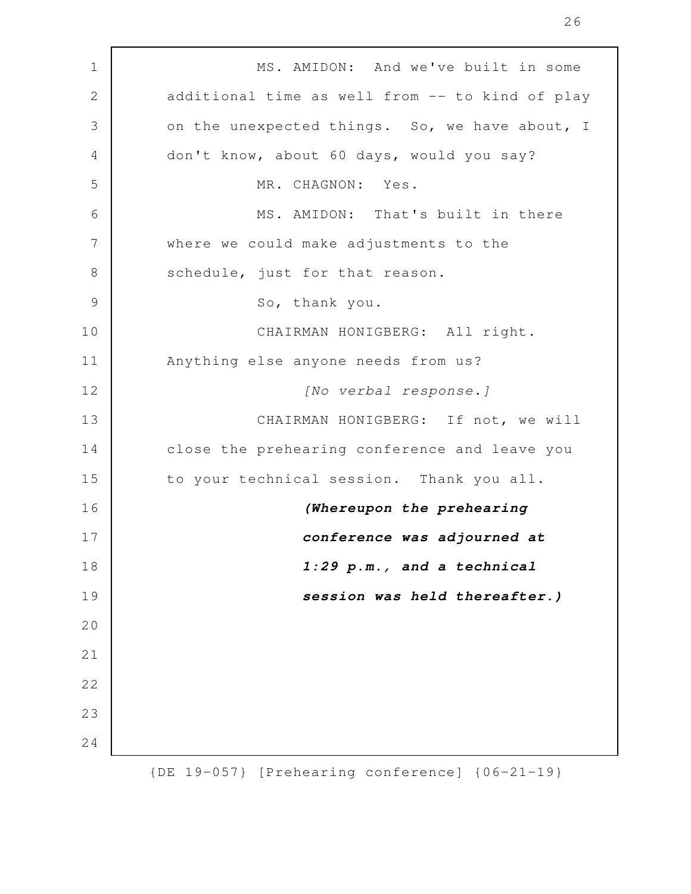MS. AMIDON: And we've built in some additional time as well from -- to kind of play on the unexpected things. So, we have about, I don't know, about 60 days, would you say?

MR. CHAGNON: Yes.

MS. AMIDON: That's built in there where we could make adjustments to the schedule, just for that reason.

So, thank you.

CHAIRMAN HONIGBERG: All right. Anything else anyone needs from us?

*[No verbal response.]*

CHAIRMAN HONIGBERG: If not, we will close the prehearing conference and leave you to your technical session. Thank you all.

***(Whereupon the prehearing conference was adjourned at 1:29 p.m., and a technical session was held thereafter.)***